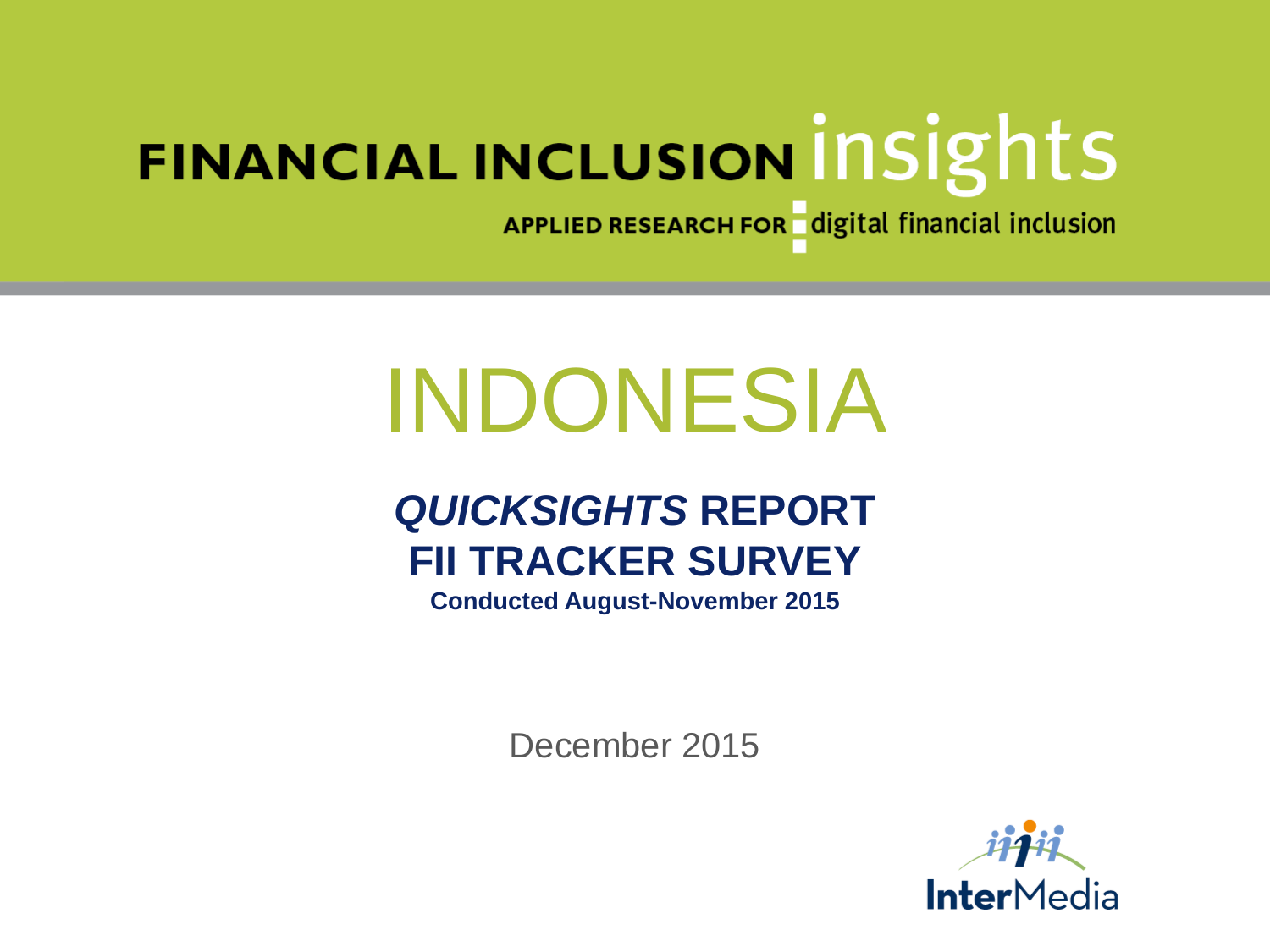FINANCIAL INCLUSION insights

APPLIED RESEARCH FOR digital financial inclusion

# INDONESIA

## *QUICKSIGHTS* REPORT
## FII TRACKER SURVEY

**Conducted August-November 2015**

December 2015

InterMedia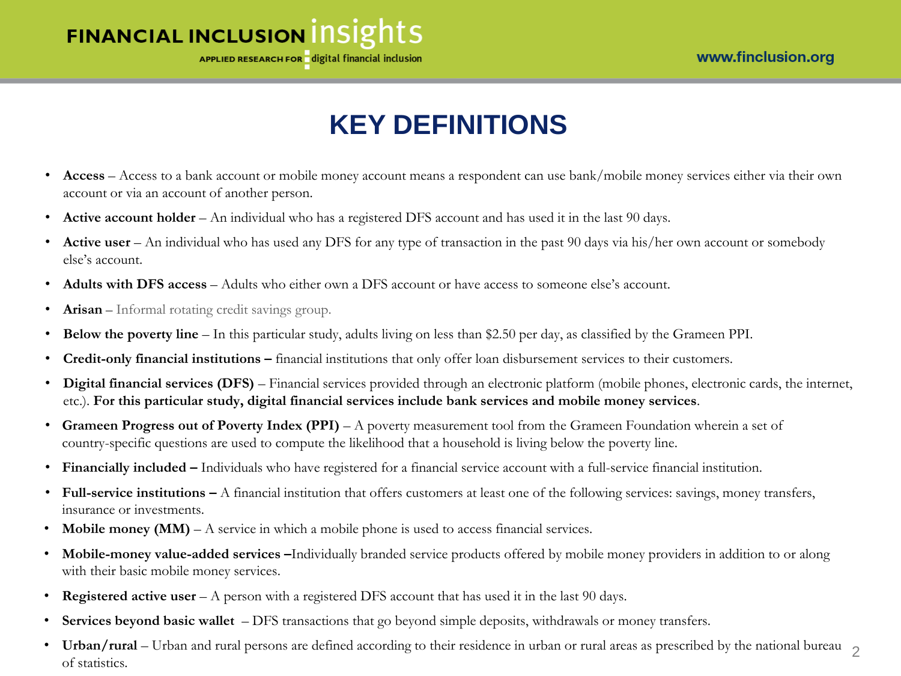# KEY DEFINITIONS

- **Access** – Access to a bank account or mobile money account means a respondent can use bank/mobile money services either via their own account or via an account of another person.
- **Active account holder** – An individual who has a registered DFS account and has used it in the last 90 days.
- **Active user** – An individual who has used any DFS for any type of transaction in the past 90 days via his/her own account or somebody else's account.
- **Adults with DFS access** – Adults who either own a DFS account or have access to someone else's account.
- **Arisan** – Informal rotating credit savings group.
- **Below the poverty line** – In this particular study, adults living on less than $2.50 per day, as classified by the Grameen PPI.
- **Credit-only financial institutions –** financial institutions that only offer loan disbursement services to their customers.
- **Digital financial services (DFS)** – Financial services provided through an electronic platform (mobile phones, electronic cards, the internet, etc.). **For this particular study, digital financial services include bank services and mobile money services**.
- **Grameen Progress out of Poverty Index (PPI)** – A poverty measurement tool from the Grameen Foundation wherein a set of country-specific questions are used to compute the likelihood that a household is living below the poverty line.
- **Financially included –** Individuals who have registered for a financial service account with a full-service financial institution.
- **Full-service institutions –** A financial institution that offers customers at least one of the following services: savings, money transfers, insurance or investments.
- **Mobile money (MM)** – A service in which a mobile phone is used to access financial services.
- **Mobile-money value-added services –**Individually branded service products offered by mobile money providers in addition to or along with their basic mobile money services.
- **Registered active user** – A person with a registered DFS account that has used it in the last 90 days.
- **Services beyond basic wallet** – DFS transactions that go beyond simple deposits, withdrawals or money transfers.
- **Urban/rural** – Urban and rural persons are defined according to their residence in urban or rural areas as prescribed by the national bureau of statistics.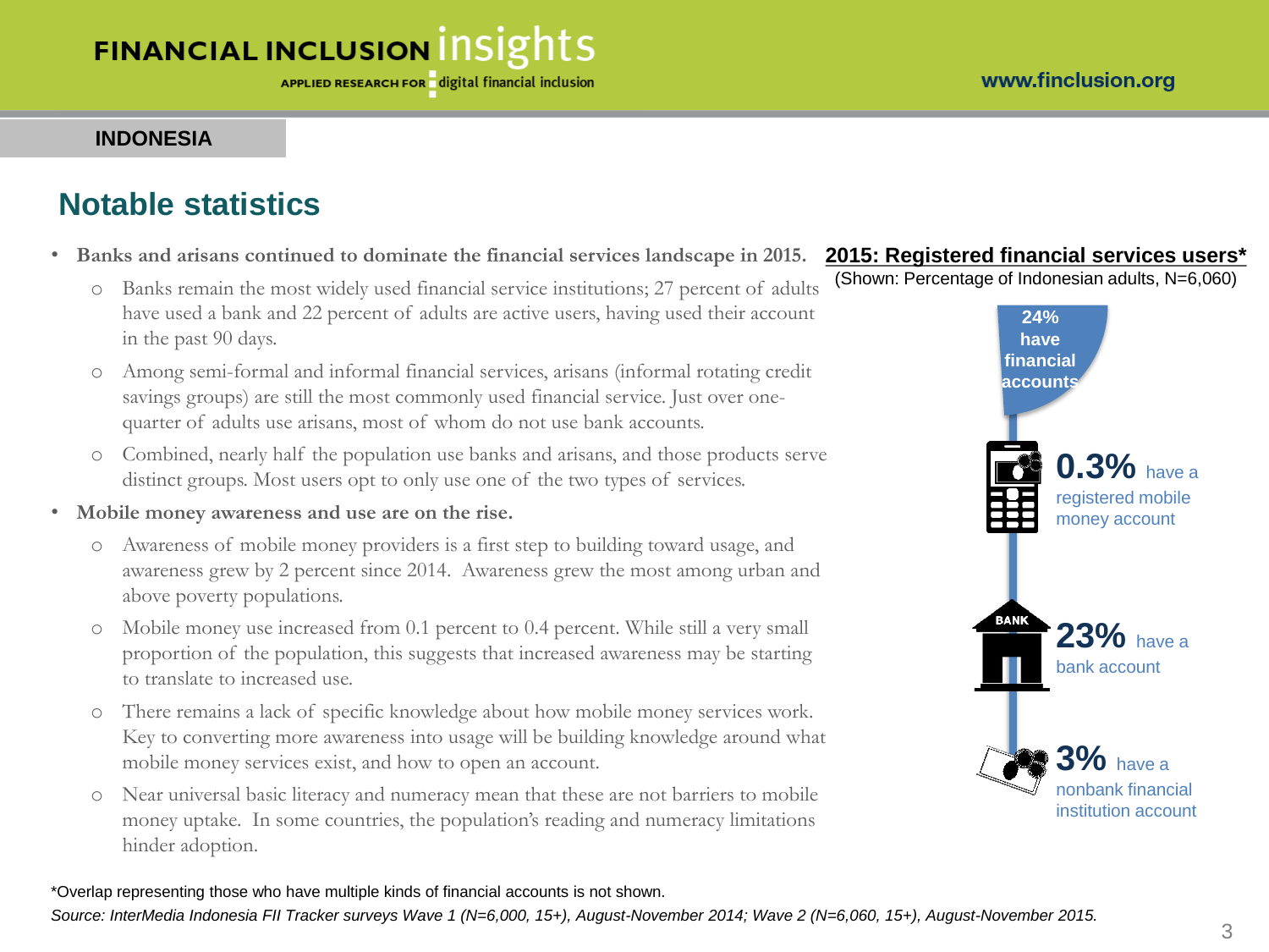INDONESIA

## Notable statistics

- **Banks and arisans continued to dominate the financial services landscape in 2015.**
  - Banks remain the most widely used financial service institutions; 27 percent of adults have used a bank and 22 percent of adults are active users, having used their account in the past 90 days.
  - Among semi-formal and informal financial services, arisans (informal rotating credit savings groups) are still the most commonly used financial service. Just over one-quarter of adults use arisans, most of whom do not use bank accounts.
  - Combined, nearly half the population use banks and arisans, and those products serve distinct groups. Most users opt to only use one of the two types of services.
- **Mobile money awareness and use are on the rise.**
  - Awareness of mobile money providers is a first step to building toward usage, and awareness grew by 2 percent since 2014. Awareness grew the most among urban and above poverty populations.
  - Mobile money use increased from 0.1 percent to 0.4 percent. While still a very small proportion of the population, this suggests that increased awareness may be starting to translate to increased use.
  - There remains a lack of specific knowledge about how mobile money services work. Key to converting more awareness into usage will be building knowledge around what mobile money services exist, and how to open an account.
  - Near universal basic literacy and numeracy mean that these are not barriers to mobile money uptake. In some countries, the population's reading and numeracy limitations hinder adoption.

**2015: Registered financial services users***

(Shown: Percentage of Indonesian adults, N=6,060)

**24%** have financial accounts

**0.3%** have a registered mobile money account

**23%** have a bank account

**3%** have a nonbank financial institution account

*Overlap representing those who have multiple kinds of financial accounts is not shown.

*Source: InterMedia Indonesia FII Tracker surveys Wave 1 (N=6,000, 15+), August-November 2014; Wave 2 (N=6,060, 15+), August-November 2015.*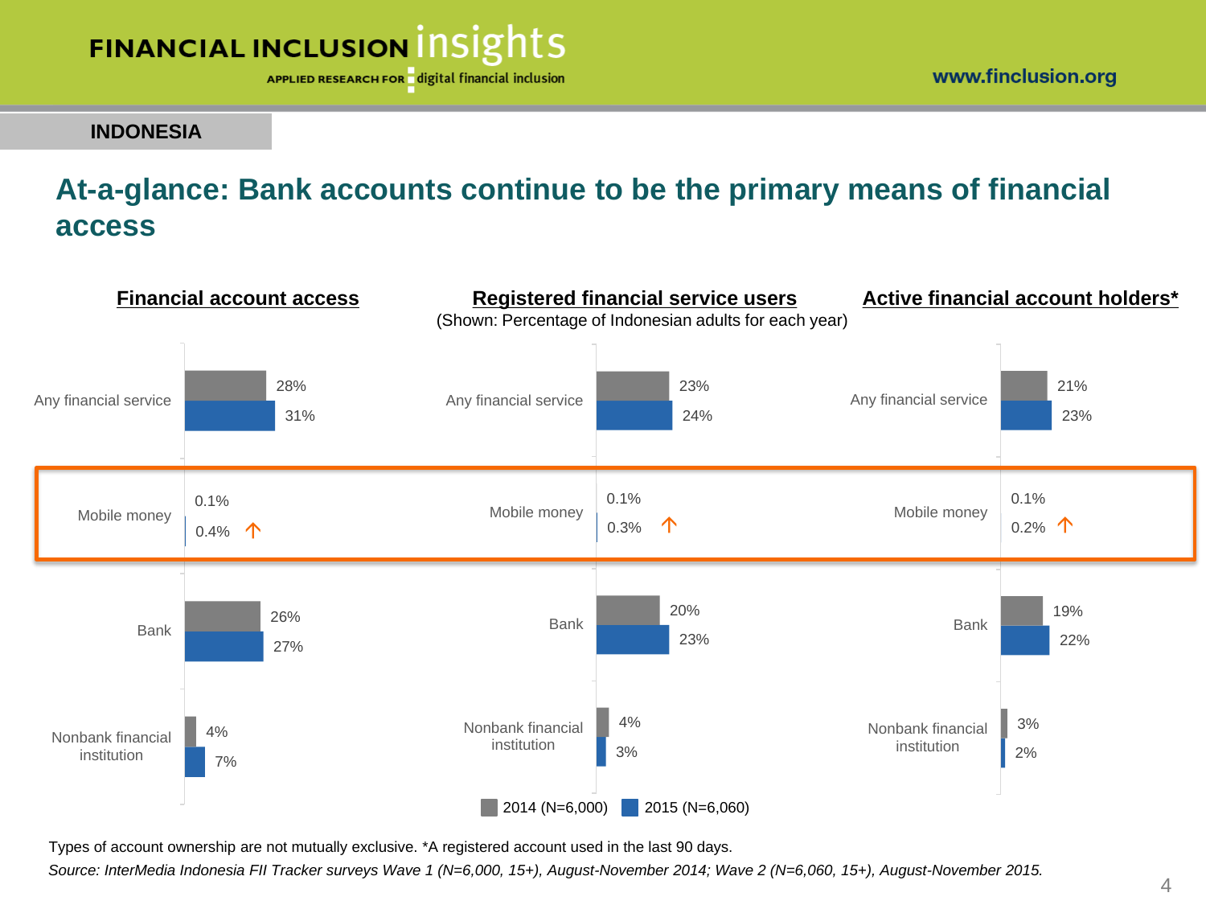**INDONESIA**

## At-a-glance: Bank accounts continue to be the primary means of financial access

(Shown: Percentage of Indonesian adults for each year)

| | Financial account access 2014 (N=6,000) | Financial account access 2015 (N=6,060) | Registered financial service users 2014 (N=6,000) | Registered financial service users 2015 (N=6,060) | Active financial account holders* 2014 (N=6,000) | Active financial account holders* 2015 (N=6,060) |
|---|---|---|---|---|---|---|
| Any financial service | 28% | 31% | 23% | 24% | 21% | 23% |
| Mobile money | 0.1% | 0.4% ↑ | 0.1% | 0.3% ↑ | 0.1% | 0.2% ↑ |
| Bank | 26% | 27% | 20% | 23% | 19% | 22% |
| Nonbank financial institution | 4% | 7% | 4% | 3% | 3% | 2% |

Types of account ownership are not mutually exclusive. *A registered account used in the last 90 days.

*Source: InterMedia Indonesia FII Tracker surveys Wave 1 (N=6,000, 15+), August-November 2014; Wave 2 (N=6,060, 15+), August-November 2015.*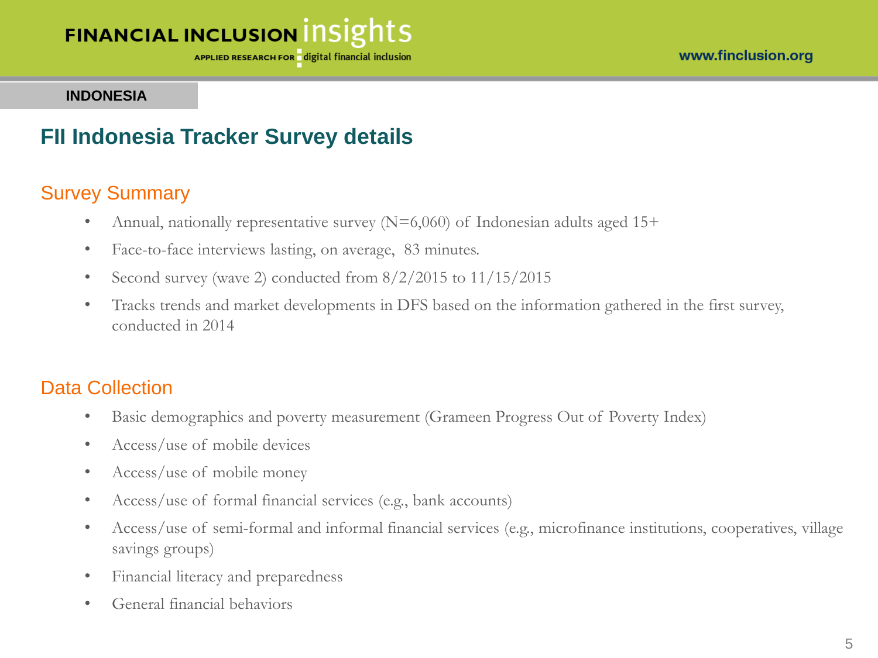INDONESIA

# FII Indonesia Tracker Survey details

## Survey Summary

- Annual, nationally representative survey (N=6,060) of Indonesian adults aged 15+
- Face-to-face interviews lasting, on average, 83 minutes.
- Second survey (wave 2) conducted from 8/2/2015 to 11/15/2015
- Tracks trends and market developments in DFS based on the information gathered in the first survey, conducted in 2014

## Data Collection

- Basic demographics and poverty measurement (Grameen Progress Out of Poverty Index)
- Access/use of mobile devices
- Access/use of mobile money
- Access/use of formal financial services (e.g., bank accounts)
- Access/use of semi-formal and informal financial services (e.g., microfinance institutions, cooperatives, village savings groups)
- Financial literacy and preparedness
- General financial behaviors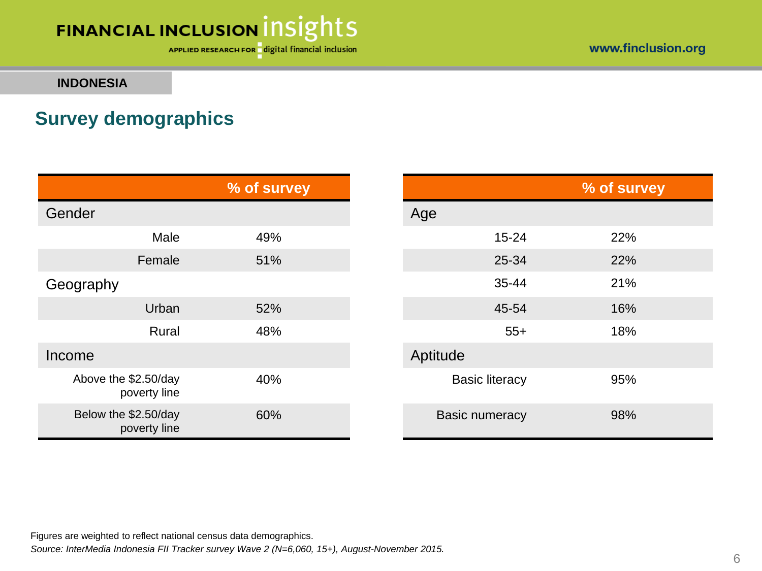**INDONESIA**

## Survey demographics

| | % of survey |
|---|---|
| **Gender** | |
| Male | 49% |
| Female | 51% |
| **Geography** | |
| Urban | 52% |
| Rural | 48% |
| **Income** | |
| Above the $2.50/day poverty line | 40% |
| Below the $2.50/day poverty line | 60% |

| | % of survey |
|---|---|
| **Age** | |
| 15-24 | 22% |
| 25-34 | 22% |
| 35-44 | 21% |
| 45-54 | 16% |
| 55+ | 18% |
| **Aptitude** | |
| Basic literacy | 95% |
| Basic numeracy | 98% |

Figures are weighted to reflect national census data demographics.

*Source: InterMedia Indonesia FII Tracker survey Wave 2 (N=6,060, 15+), August-November 2015.*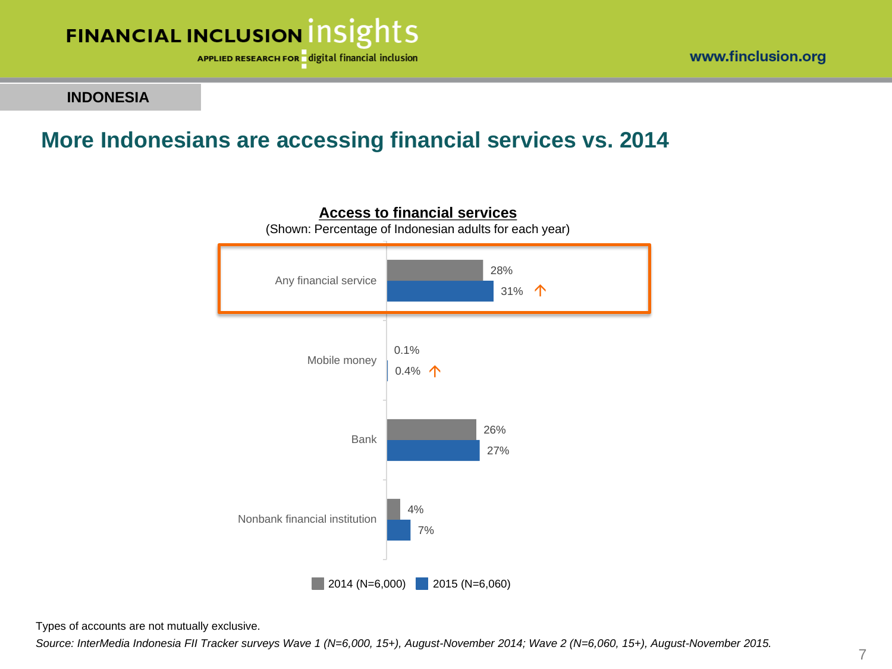INDONESIA

# More Indonesians are accessing financial services vs. 2014

**Access to financial services**

(Shown: Percentage of Indonesian adults for each year)

| | 2014 (N=6,000) | 2015 (N=6,060) |
|---|---|---|
| Any financial service | 28% | 31% ↑ |
| Mobile money | 0.1% | 0.4% ↑ |
| Bank | 26% | 27% |
| Nonbank financial institution | 4% | 7% |

Types of accounts are not mutually exclusive.

*Source: InterMedia Indonesia FII Tracker surveys Wave 1 (N=6,000, 15+), August-November 2014; Wave 2 (N=6,060, 15+), August-November 2015.*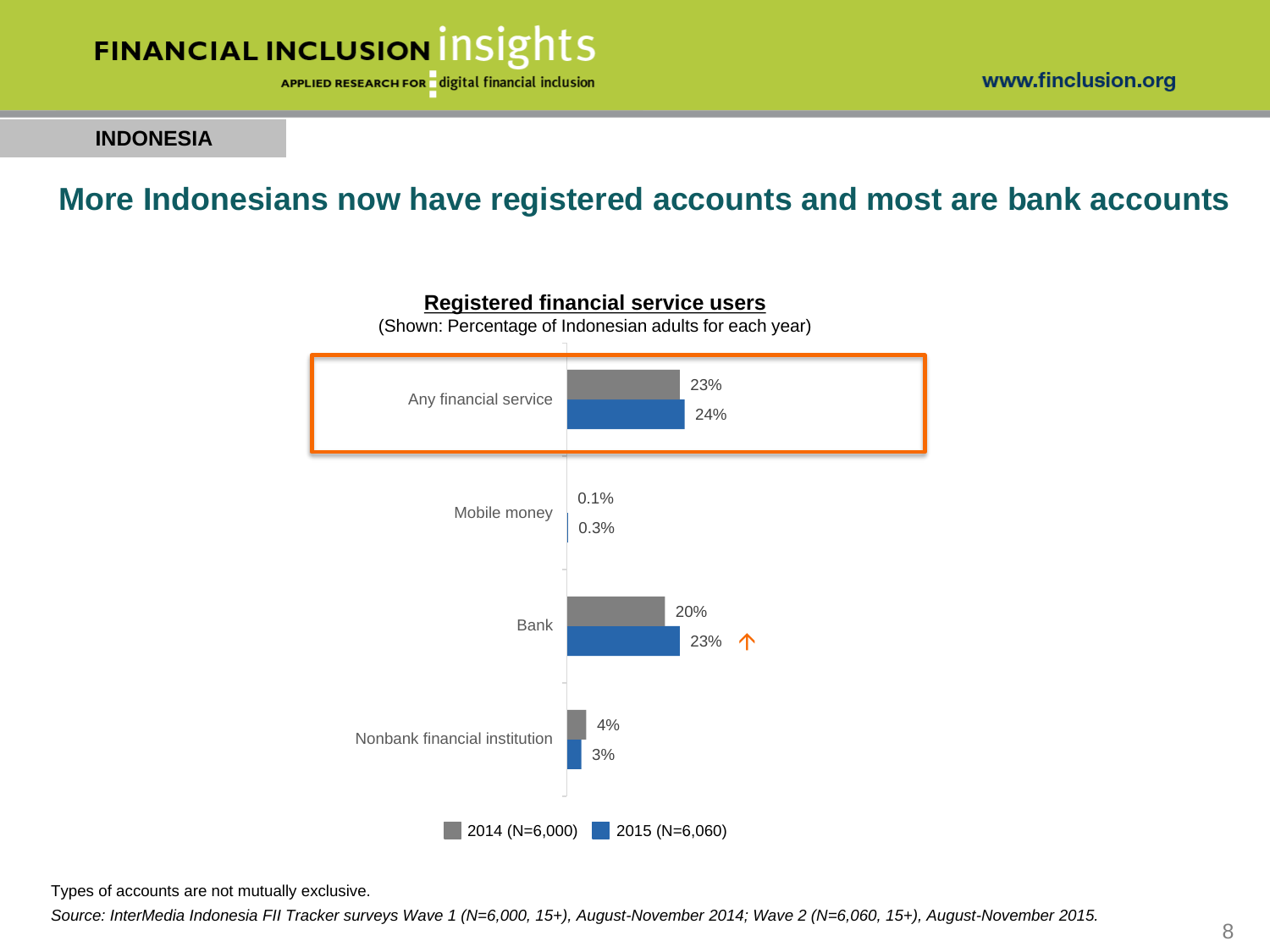INDONESIA

# More Indonesians now have registered accounts and most are bank accounts

**Registered financial service users**

(Shown: Percentage of Indonesian adults for each year)

| | 2014 (N=6,000) | 2015 (N=6,060) |
|---|---|---|
| Any financial service | 23% | 24% |
| Mobile money | 0.1% | 0.3% |
| Bank | 20% | 23% ↑ |
| Nonbank financial institution | 4% | 3% |

Types of accounts are not mutually exclusive.

*Source: InterMedia Indonesia FII Tracker surveys Wave 1 (N=6,000, 15+), August-November 2014; Wave 2 (N=6,060, 15+), August-November 2015.*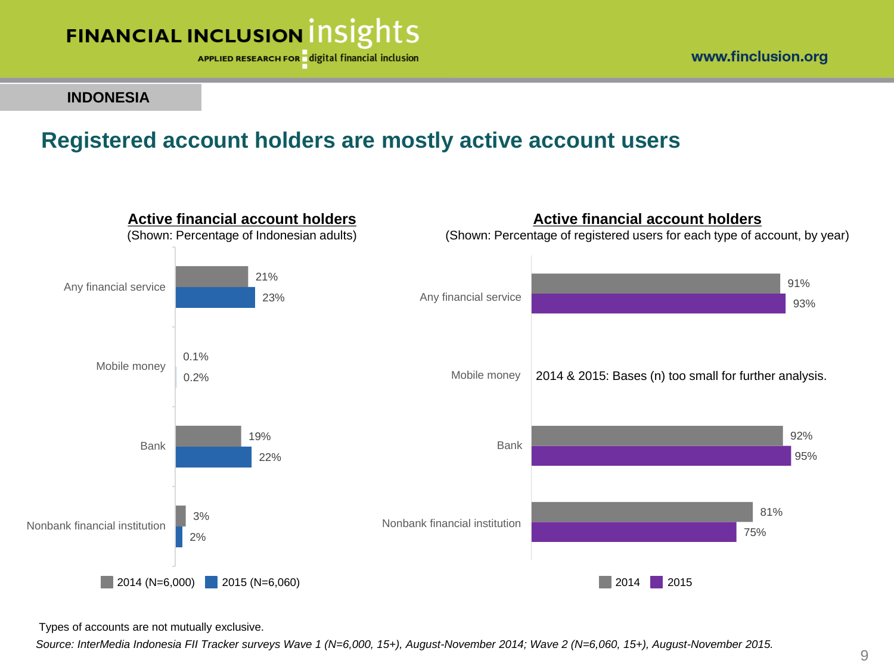INDONESIA

## Registered account holders are mostly active account users

### Active financial account holders

(Shown: Percentage of Indonesian adults)

| | 2014 (N=6,000) | 2015 (N=6,060) |
|---|---|---|
| Any financial service | 21% | 23% |
| Mobile money | 0.1% | 0.2% |
| Bank | 19% | 22% |
| Nonbank financial institution | 3% | 2% |

### Active financial account holders

(Shown: Percentage of registered users for each type of account, by year)

| | 2014 | 2015 |
|---|---|---|
| Any financial service | 91% | 93% |
| Mobile money | 2014 & 2015: Bases (n) too small for further analysis. | |
| Bank | 92% | 95% |
| Nonbank financial institution | 81% | 75% |

Types of accounts are not mutually exclusive.

*Source: InterMedia Indonesia FII Tracker surveys Wave 1 (N=6,000, 15+), August-November 2014; Wave 2 (N=6,060, 15+), August-November 2015.*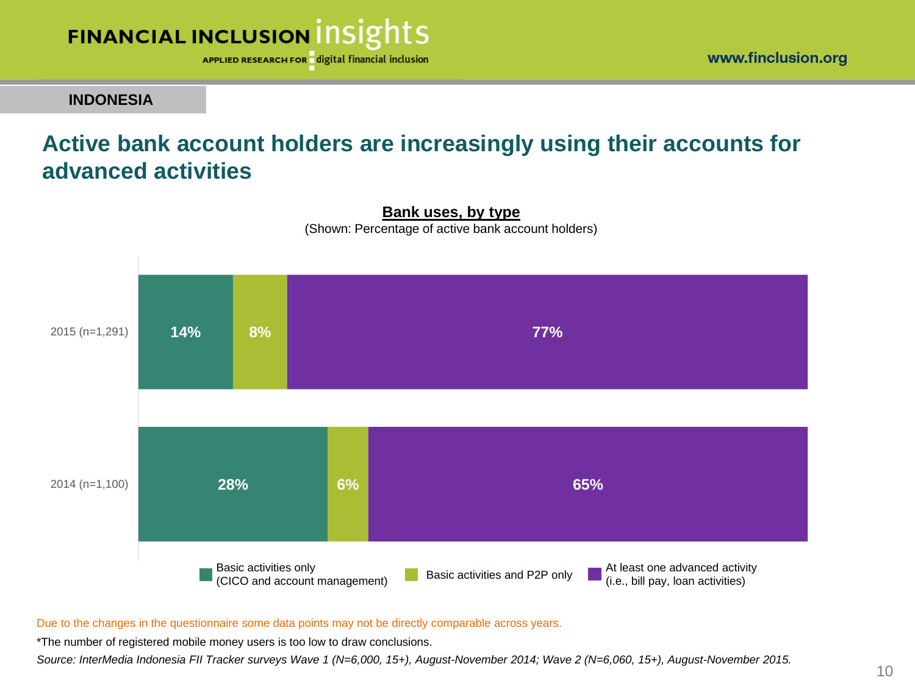INDONESIA

# Active bank account holders are increasingly using their accounts for advanced activities

**Bank uses, by type**

(Shown: Percentage of active bank account holders)

| | Basic activities only (CICO and account management) | Basic activities and P2P only | At least one advanced activity (i.e., bill pay, loan activities) |
|---|---|---|---|
| 2015 (n=1,291) | 14% | 8% | 77% |
| 2014 (n=1,100) | 28% | 6% | 65% |

Due to the changes in the questionnaire some data points may not be directly comparable across years.

*The number of registered mobile money users is too low to draw conclusions.

*Source: InterMedia Indonesia FII Tracker surveys Wave 1 (N=6,000, 15+), August-November 2014; Wave 2 (N=6,060, 15+), August-November 2015.*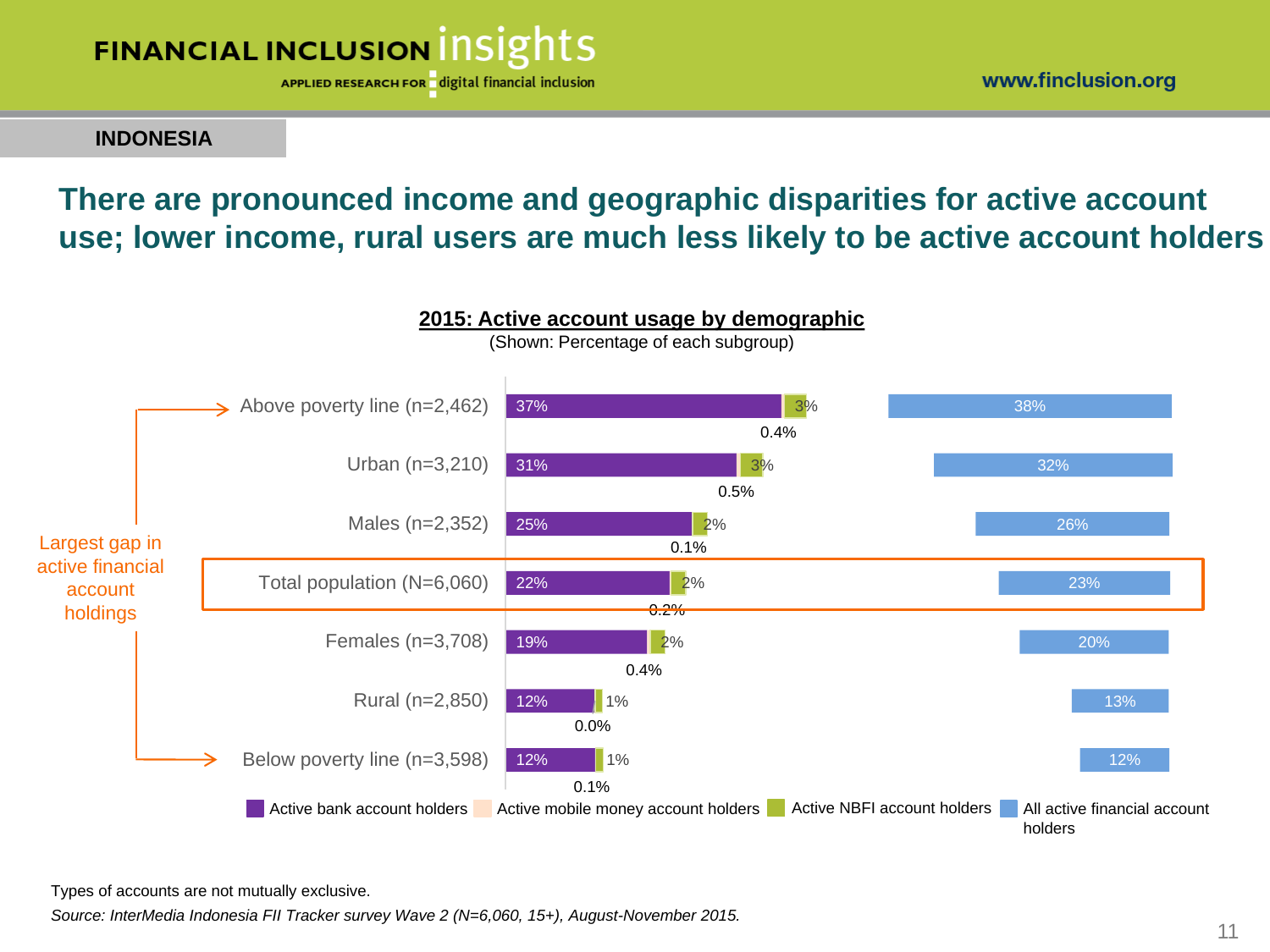INDONESIA

# There are pronounced income and geographic disparities for active account use; lower income, rural users are much less likely to be active account holders

**2015: Active account usage by demographic**

(Shown: Percentage of each subgroup)

| Demographic | Active bank account holders | Active mobile money account holders | Active NBFI account holders | All active financial account holders |
|---|---|---|---|---|
| Above poverty line (n=2,462) | 37% | 0.4% | 3% | 38% |
| Urban (n=3,210) | 31% | 0.5% | 3% | 32% |
| Males (n=2,352) | 25% | 0.1% | 2% | 26% |
| Total population (N=6,060) | 22% | 0.2% | 2% | 23% |
| Females (n=3,708) | 19% | 0.4% | 2% | 20% |
| Rural (n=2,850) | 12% | 0.0% | 1% | 13% |
| Below poverty line (n=3,598) | 12% | 0.1% | 1% | 12% |

Largest gap in active financial account holdings (Above poverty line vs. Below poverty line)

Types of accounts are not mutually exclusive.

*Source: InterMedia Indonesia FII Tracker survey Wave 2 (N=6,060, 15+), August-November 2015.*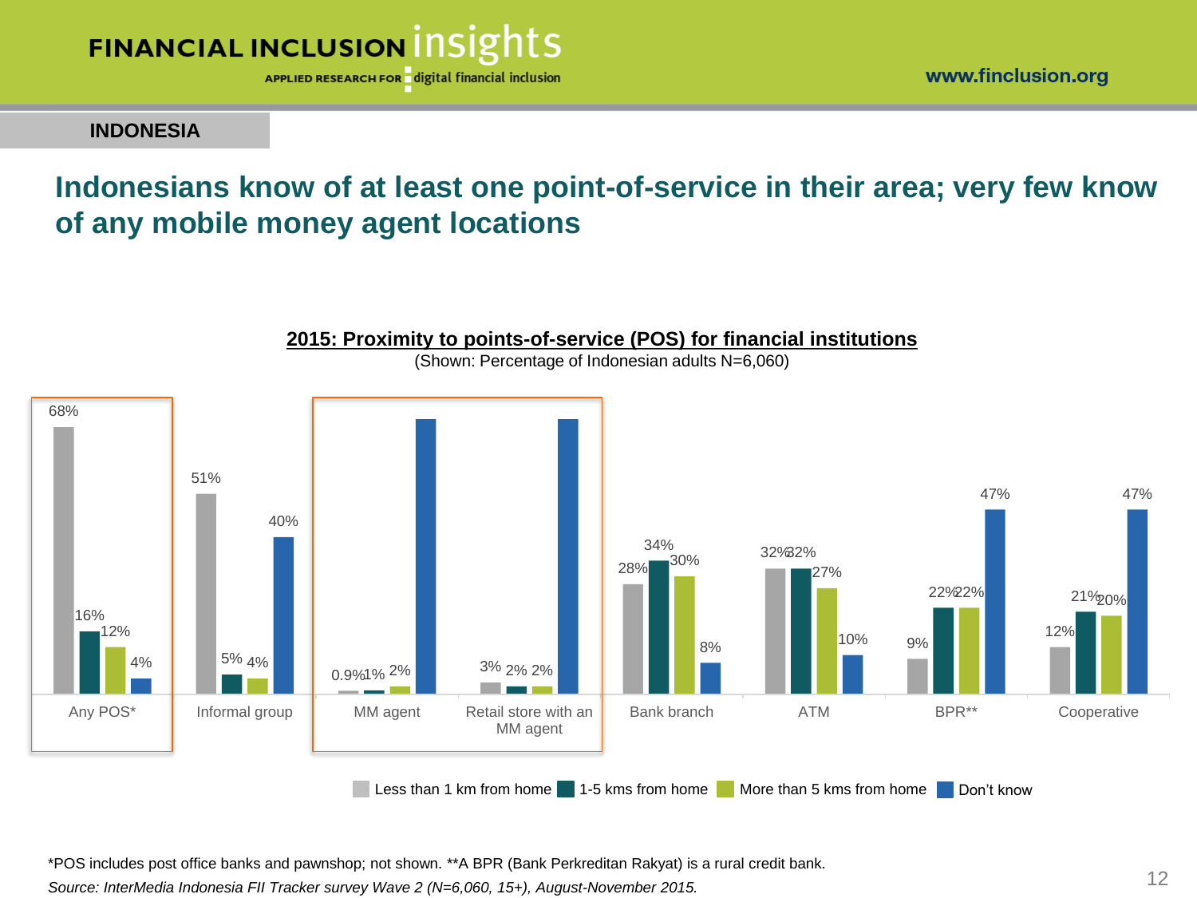INDONESIA

# Indonesians know of at least one point-of-service in their area; very few know of any mobile money agent locations

**2015: Proximity to points-of-service (POS) for financial institutions**

(Shown: Percentage of Indonesian adults N=6,060)

| | Less than 1 km from home | 1-5 kms from home | More than 5 kms from home | Don't know |
|---|---|---|---|---|
| Any POS* | 68% | 16% | 12% | 4% |
| Informal group | 51% | 5% | 4% | 40% |
| MM agent | 0.9% | 1% | 2% | |
| Retail store with an MM agent | 3% | 2% | 2% | |
| Bank branch | 28% | 34% | 30% | 8% |
| ATM | 32% | 32% | 27% | 10% |
| BPR** | 9% | 22% | 22% | 47% |
| Cooperative | 12% | 21% | 20% | 47% |

*POS includes post office banks and pawnshop; not shown. **A BPR (Bank Perkreditan Rakyat) is a rural credit bank.

*Source: InterMedia Indonesia FII Tracker survey Wave 2 (N=6,060, 15+), August-November 2015.*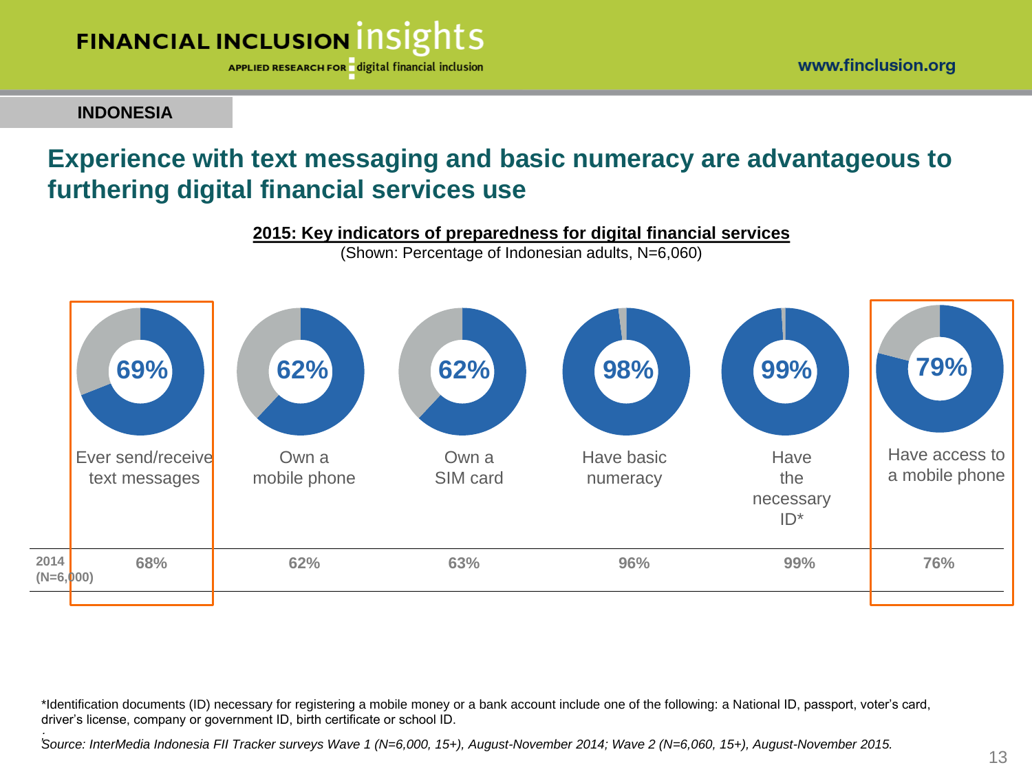INDONESIA

## Experience with text messaging and basic numeracy are advantageous to furthering digital financial services use

**2015: Key indicators of preparedness for digital financial services**

(Shown: Percentage of Indonesian adults, N=6,060)

| | Ever send/receive text messages | Own a mobile phone | Own a SIM card | Have basic numeracy | Have the necessary ID* | Have access to a mobile phone |
|---|---|---|---|---|---|---|
| 2015 | 69% | 62% | 62% | 98% | 99% | 79% |
| 2014 (N=6,000) | 68% | 62% | 63% | 96% | 99% | 76% |

*Identification documents (ID) necessary for registering a mobile money or a bank account include one of the following: a National ID, passport, voter's card, driver's license, company or government ID, birth certificate or school ID.

*Source: InterMedia Indonesia FII Tracker surveys Wave 1 (N=6,000, 15+), August-November 2014; Wave 2 (N=6,060, 15+), August-November 2015.*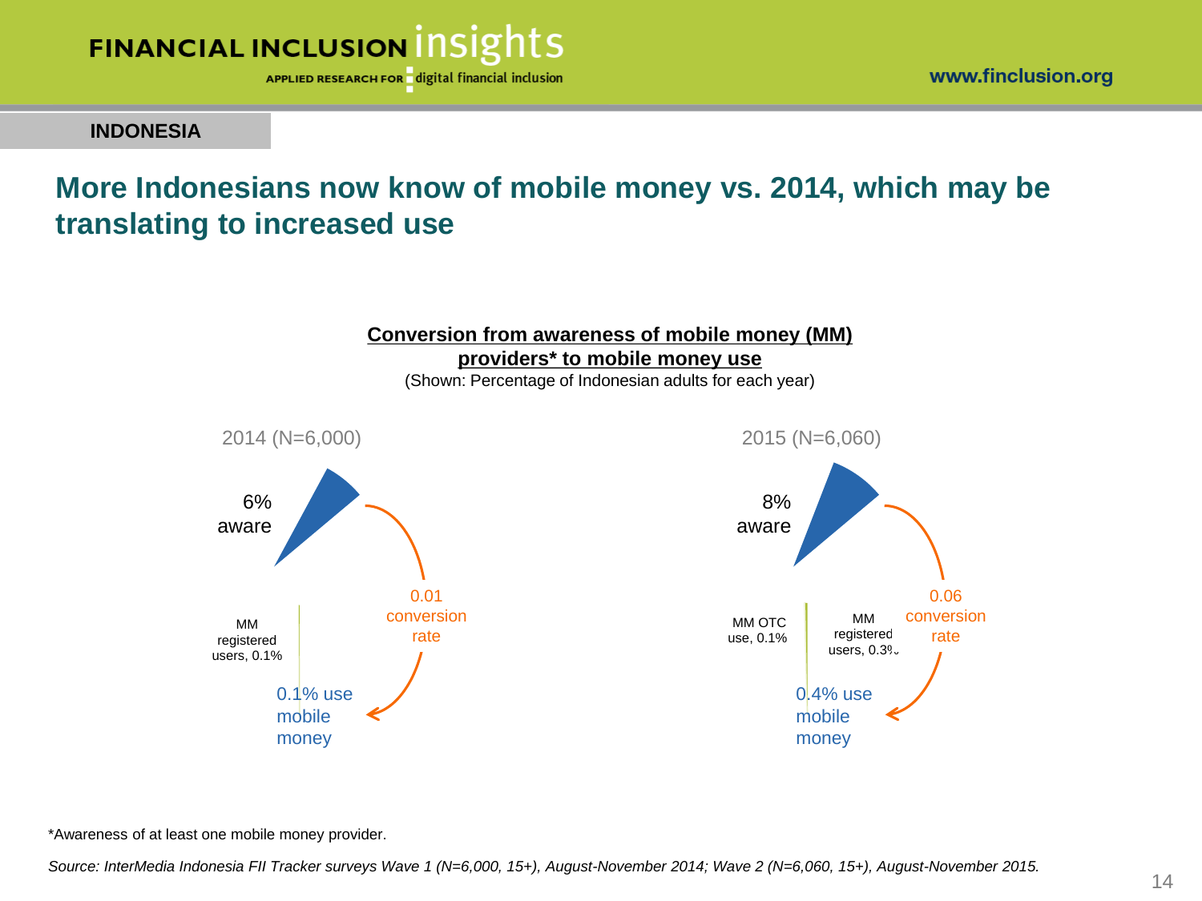INDONESIA

# More Indonesians now know of mobile money vs. 2014, which may be translating to increased use

**Conversion from awareness of mobile money (MM) providers* to mobile money use**

(Shown: Percentage of Indonesian adults for each year)

2014 (N=6,000)

6% aware

0.01 conversion rate

MM registered users, 0.1%

0.1% use mobile money

2015 (N=6,060)

8% aware

0.06 conversion rate

MM OTC use, 0.1%

MM registered users, 0.3%

0.4% use mobile money

*Awareness of at least one mobile money provider.

*Source: InterMedia Indonesia FII Tracker surveys Wave 1 (N=6,000, 15+), August-November 2014; Wave 2 (N=6,060, 15+), August-November 2015.*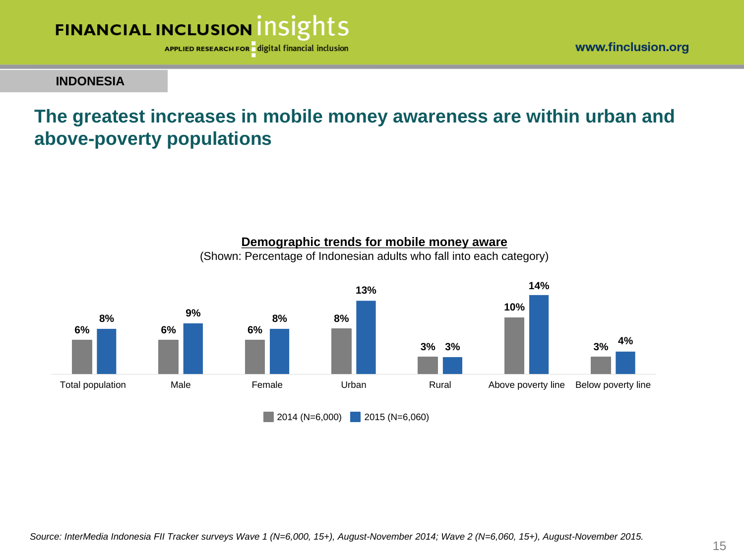INDONESIA

# The greatest increases in mobile money awareness are within urban and above-poverty populations

**Demographic trends for mobile money aware**

(Shown: Percentage of Indonesian adults who fall into each category)

| | 2014 (N=6,000) | 2015 (N=6,060) |
|---|---|---|
| Total population | 6% | 8% |
| Male | 6% | 9% |
| Female | 6% | 8% |
| Urban | 8% | 13% |
| Rural | 3% | 3% |
| Above poverty line | 10% | 14% |
| Below poverty line | 3% | 4% |

*Source: InterMedia Indonesia FII Tracker surveys Wave 1 (N=6,000, 15+), August-November 2014; Wave 2 (N=6,060, 15+), August-November 2015.*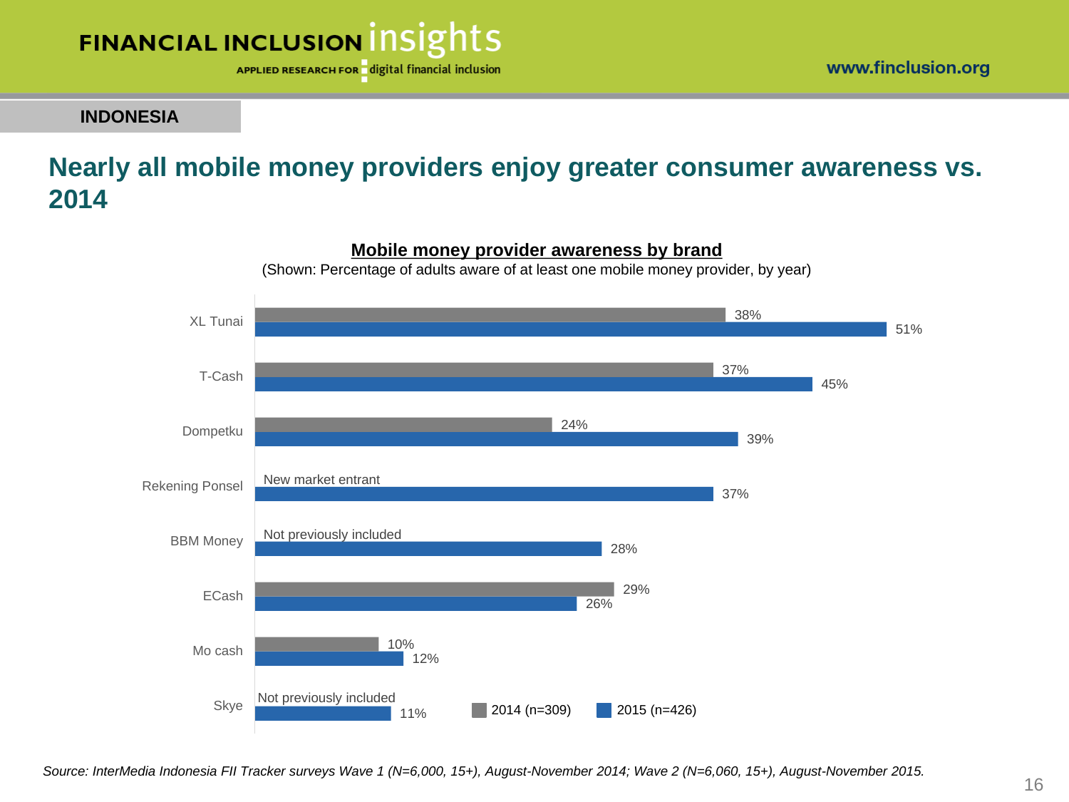INDONESIA

# Nearly all mobile money providers enjoy greater consumer awareness vs. 2014

**Mobile money provider awareness by brand**

(Shown: Percentage of adults aware of at least one mobile money provider, by year)

| Brand | 2014 (n=309) | 2015 (n=426) |
| --- | --- | --- |
| XL Tunai | 38% | 51% |
| T-Cash | 37% | 45% |
| Dompetku | 24% | 39% |
| Rekening Ponsel | New market entrant | 37% |
| BBM Money | Not previously included | 28% |
| ECash | 29% | 26% |
| Mo cash | 10% | 12% |
| Skye | Not previously included | 11% |

*Source: InterMedia Indonesia FII Tracker surveys Wave 1 (N=6,000, 15+), August-November 2014; Wave 2 (N=6,060, 15+), August-November 2015.*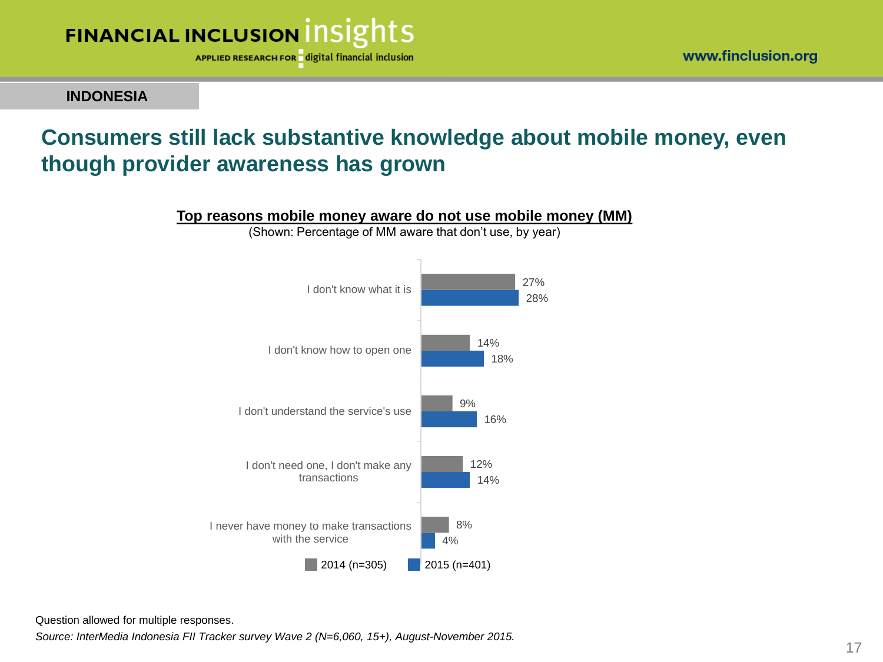INDONESIA

## Consumers still lack substantive knowledge about mobile money, even though provider awareness has grown

**Top reasons mobile money aware do not use mobile money (MM)**

(Shown: Percentage of MM aware that don't use, by year)

| Reason | 2014 (n=305) | 2015 (n=401) |
| --- | --- | --- |
| I don't know what it is | 27% | 28% |
| I don't know how to open one | 14% | 18% |
| I don't understand the service's use | 9% | 16% |
| I don't need one, I don't make any transactions | 12% | 14% |
| I never have money to make transactions with the service | 8% | 4% |

Question allowed for multiple responses.

*Source: InterMedia Indonesia FII Tracker survey Wave 2 (N=6,060, 15+), August-November 2015.*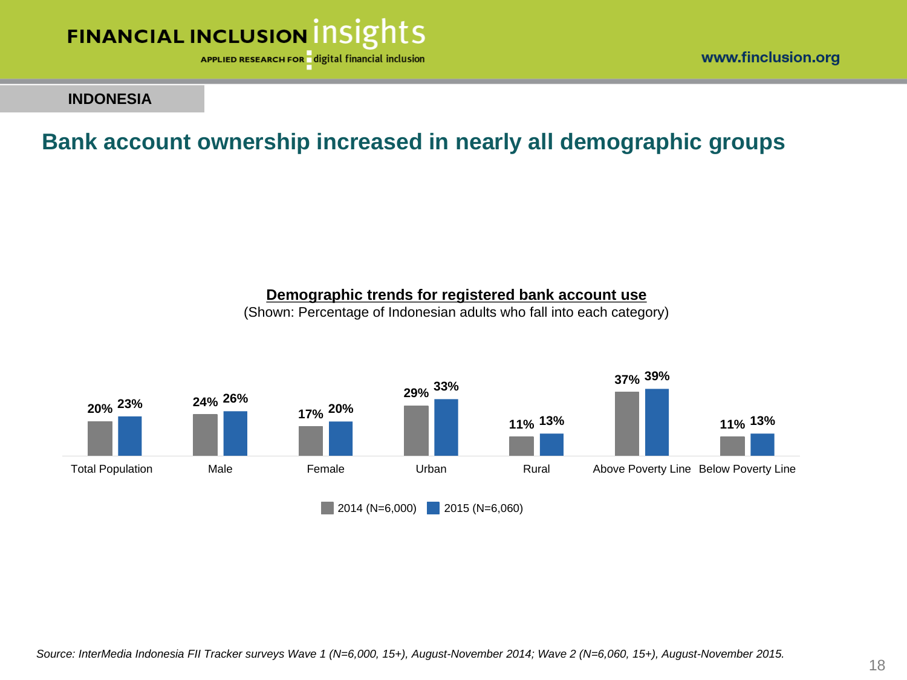INDONESIA

# Bank account ownership increased in nearly all demographic groups

**Demographic trends for registered bank account use**

(Shown: Percentage of Indonesian adults who fall into each category)

| | 2014 (N=6,000) | 2015 (N=6,060) |
|---|---|---|
| Total Population | 20% | 23% |
| Male | 24% | 26% |
| Female | 17% | 20% |
| Urban | 29% | 33% |
| Rural | 11% | 13% |
| Above Poverty Line | 37% | 39% |
| Below Poverty Line | 11% | 13% |

*Source: InterMedia Indonesia FII Tracker surveys Wave 1 (N=6,000, 15+), August-November 2014; Wave 2 (N=6,060, 15+), August-November 2015.*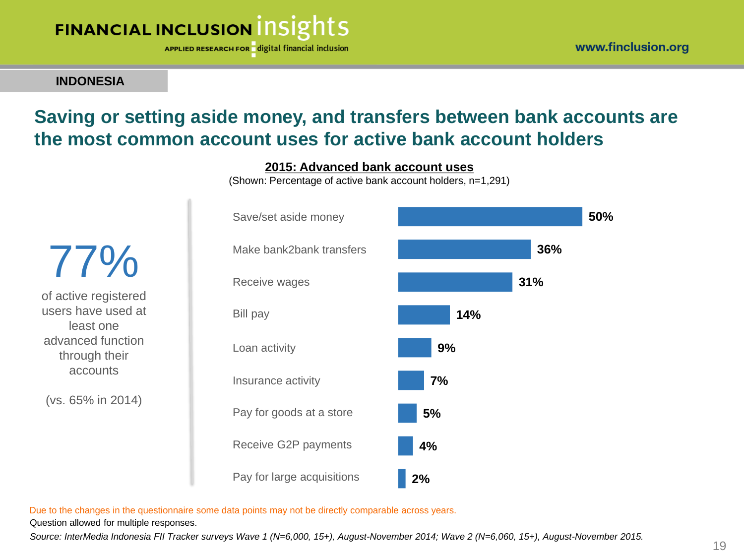**INDONESIA**

## Saving or setting aside money, and transfers between bank accounts are the most common account uses for active bank account holders

**77%**

of active registered users have used at least one advanced function through their accounts

(vs. 65% in 2014)

**2015: Advanced bank account uses**

(Shown: Percentage of active bank account holders, n=1,291)

| Account use | Percentage |
| --- | --- |
| Save/set aside money | 50% |
| Make bank2bank transfers | 36% |
| Receive wages | 31% |
| Bill pay | 14% |
| Loan activity | 9% |
| Insurance activity | 7% |
| Pay for goods at a store | 5% |
| Receive G2P payments | 4% |
| Pay for large acquisitions | 2% |

Due to the changes in the questionnaire some data points may not be directly comparable across years.

Question allowed for multiple responses.

*Source: InterMedia Indonesia FII Tracker surveys Wave 1 (N=6,000, 15+), August-November 2014; Wave 2 (N=6,060, 15+), August-November 2015.*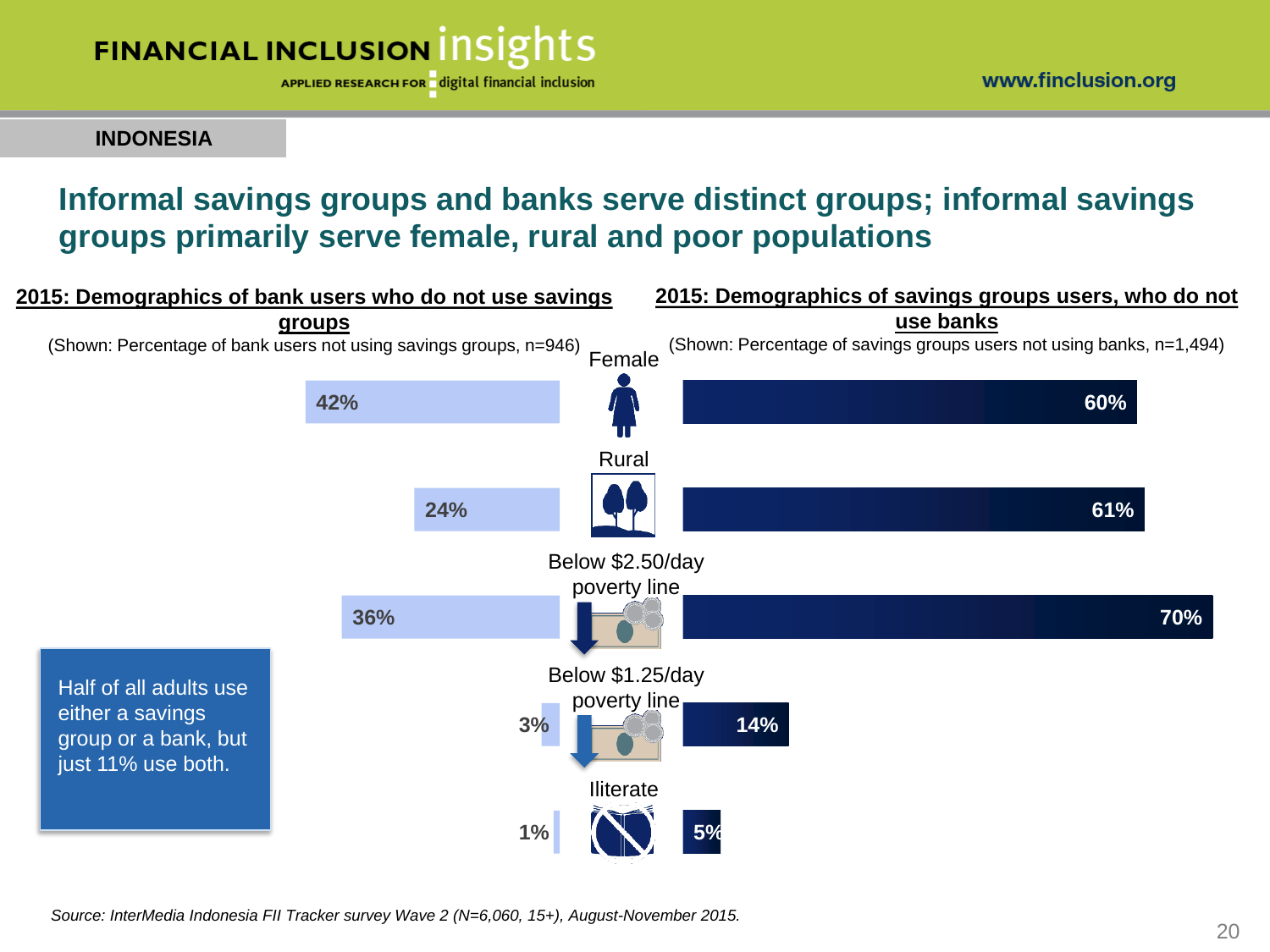**INDONESIA**

# Informal savings groups and banks serve distinct groups; informal savings groups primarily serve female, rural and poor populations

| | 2015: Demographics of bank users who do not use savings groups (Shown: Percentage of bank users not using savings groups, n=946) | 2015: Demographics of savings groups users, who do not use banks (Shown: Percentage of savings groups users not using banks, n=1,494) |
|---|---|---|
| Female | 42% | 60% |
| Rural | 24% | 61% |
| Below $2.50/day poverty line | 36% | 70% |
| Below $1.25/day poverty line | 3% | 14% |
| Illiterate | 1% | 5% |

Half of all adults use either a savings group or a bank, but just 11% use both.

*Source: InterMedia Indonesia FII Tracker survey Wave 2 (N=6,060, 15+), August-November 2015.*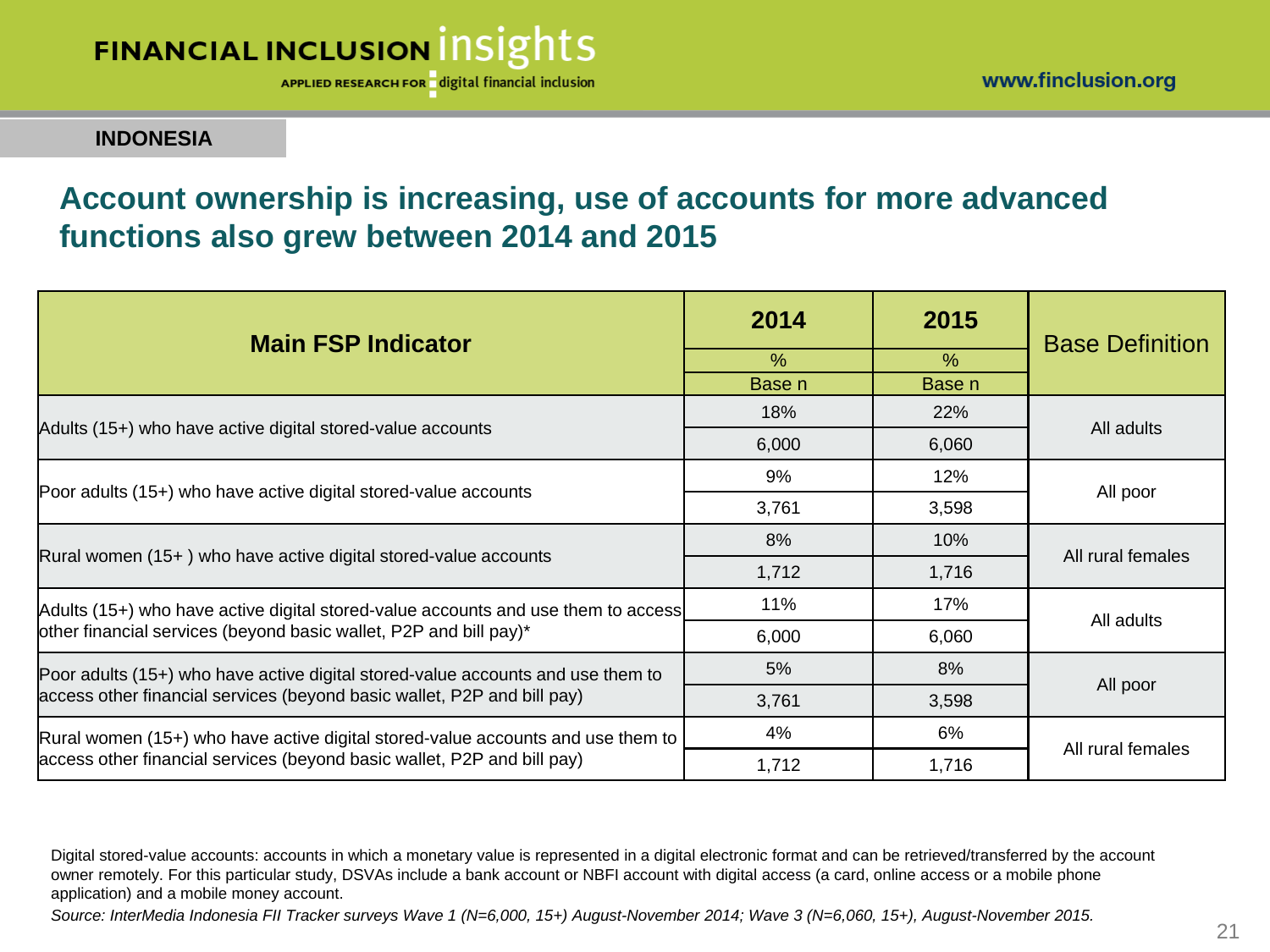INDONESIA

## Account ownership is increasing, use of accounts for more advanced functions also grew between 2014 and 2015

| Main FSP Indicator | 2014 | 2015 | Base Definition |
|---|---|---|---|
| | % | % | |
| | Base n | Base n | |
| Adults (15+) who have active digital stored-value accounts | 18% | 22% | All adults |
| | 6,000 | 6,060 | |
| Poor adults (15+) who have active digital stored-value accounts | 9% | 12% | All poor |
| | 3,761 | 3,598 | |
| Rural women (15+ ) who have active digital stored-value accounts | 8% | 10% | All rural females |
| | 1,712 | 1,716 | |
| Adults (15+) who have active digital stored-value accounts and use them to access other financial services (beyond basic wallet, P2P and bill pay)* | 11% | 17% | All adults |
| | 6,000 | 6,060 | |
| Poor adults (15+) who have active digital stored-value accounts and use them to access other financial services (beyond basic wallet, P2P and bill pay) | 5% | 8% | All poor |
| | 3,761 | 3,598 | |
| Rural women (15+) who have active digital stored-value accounts and use them to access other financial services (beyond basic wallet, P2P and bill pay) | 4% | 6% | All rural females |
| | 1,712 | 1,716 | |

Digital stored-value accounts: accounts in which a monetary value is represented in a digital electronic format and can be retrieved/transferred by the account owner remotely. For this particular study, DSVAs include a bank account or NBFI account with digital access (a card, online access or a mobile phone application) and a mobile money account.

*Source: InterMedia Indonesia FII Tracker surveys Wave 1 (N=6,000, 15+) August-November 2014; Wave 3 (N=6,060, 15+), August-November 2015.*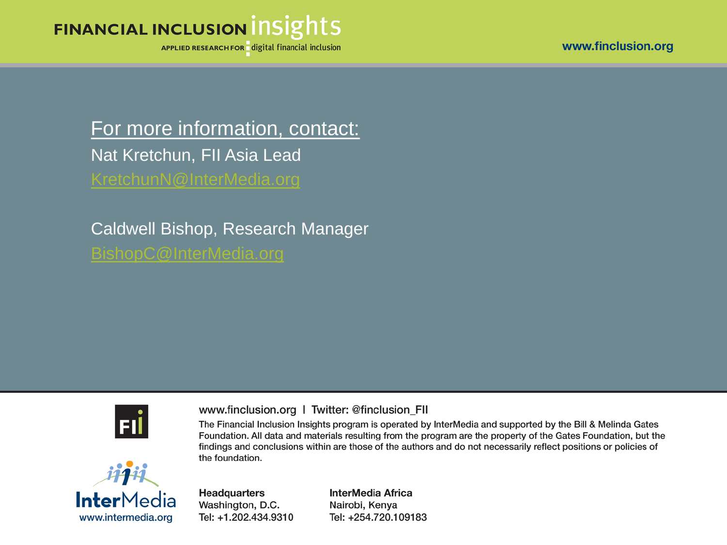FINANCIAL INCLUSION insights

APPLIED RESEARCH FOR digital financial inclusion

www.finclusion.org

## For more information, contact:

Nat Kretchun, FII Asia Lead

KretchunN@InterMedia.org

Caldwell Bishop, Research Manager

BishopC@InterMedia.org

www.finclusion.org | Twitter: @finclusion_FII

The Financial Inclusion Insights program is operated by InterMedia and supported by the Bill & Melinda Gates Foundation. All data and materials resulting from the program are the property of the Gates Foundation, but the findings and conclusions within are those of the authors and do not necessarily reflect positions or policies of the foundation.

InterMedia

www.intermedia.org

**Headquarters**
Washington, D.C.
Tel: +1.202.434.9310

**InterMedia Africa**
Nairobi, Kenya
Tel: +254.720.109183